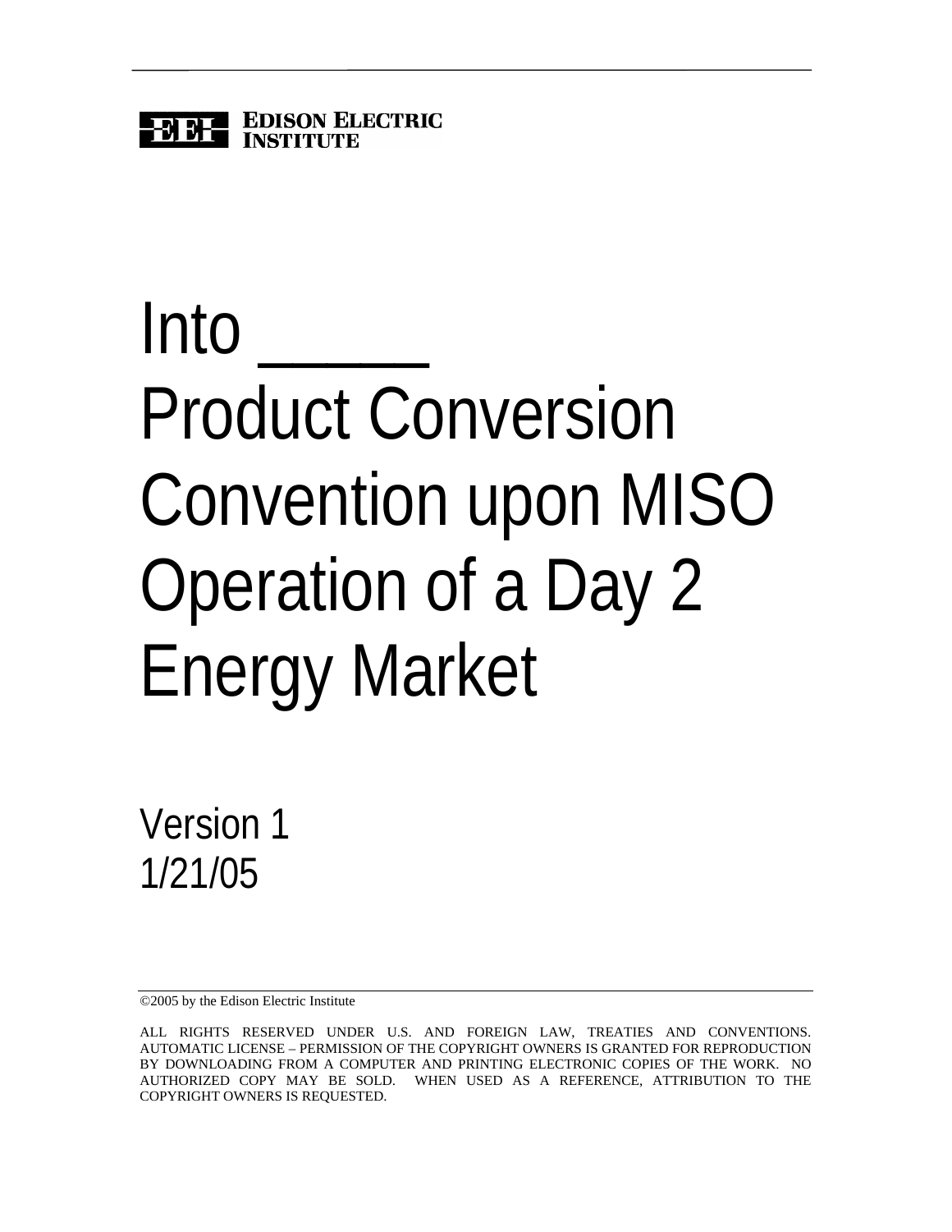EDISON ELECTRIC INSTITUTE

# Into _____ Product Conversion Convention upon MISO Operation of a Day 2 Energy Market

Version 1
1/21/05

©2005 by the Edison Electric Institute

ALL RIGHTS RESERVED UNDER U.S. AND FOREIGN LAW, TREATIES AND CONVENTIONS. AUTOMATIC LICENSE – PERMISSION OF THE COPYRIGHT OWNERS IS GRANTED FOR REPRODUCTION BY DOWNLOADING FROM A COMPUTER AND PRINTING ELECTRONIC COPIES OF THE WORK. NO AUTHORIZED COPY MAY BE SOLD. WHEN USED AS A REFERENCE, ATTRIBUTION TO THE COPYRIGHT OWNERS IS REQUESTED.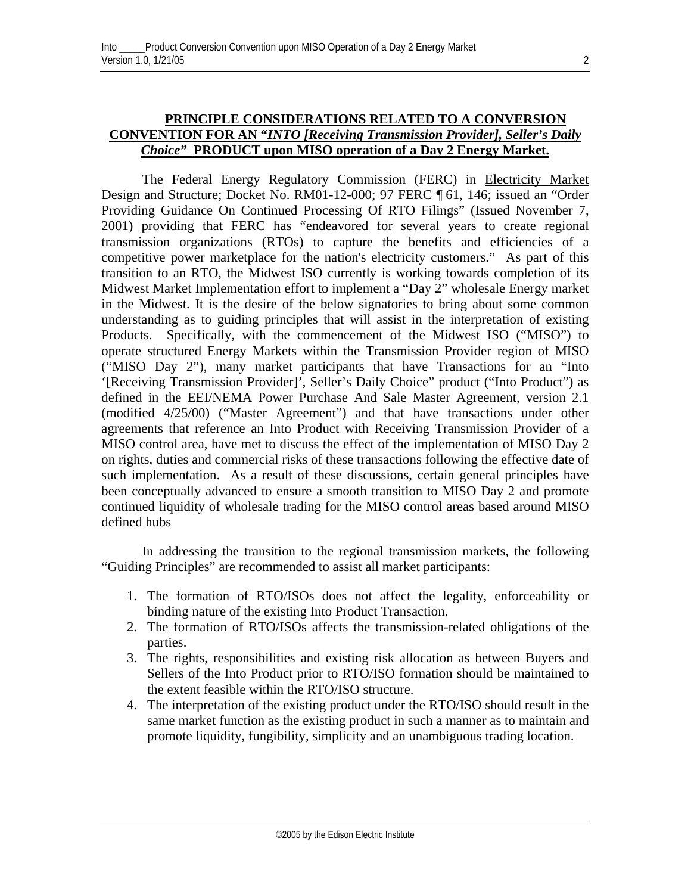## **PRINCIPLE CONSIDERATIONS RELATED TO A CONVERSION CONVENTION FOR AN "*INTO [Receiving Transmission Provider], Seller's Daily Choice*" PRODUCT upon MISO operation of a Day 2 Energy Market.**

The Federal Energy Regulatory Commission (FERC) in Electricity Market Design and Structure; Docket No. RM01-12-000; 97 FERC ¶ 61, 146; issued an "Order Providing Guidance On Continued Processing Of RTO Filings" (Issued November 7, 2001) providing that FERC has "endeavored for several years to create regional transmission organizations (RTOs) to capture the benefits and efficiencies of a competitive power marketplace for the nation's electricity customers." As part of this transition to an RTO, the Midwest ISO currently is working towards completion of its Midwest Market Implementation effort to implement a "Day 2" wholesale Energy market in the Midwest. It is the desire of the below signatories to bring about some common understanding as to guiding principles that will assist in the interpretation of existing Products. Specifically, with the commencement of the Midwest ISO ("MISO") to operate structured Energy Markets within the Transmission Provider region of MISO ("MISO Day 2"), many market participants that have Transactions for an "Into '[Receiving Transmission Provider]', Seller's Daily Choice" product ("Into Product") as defined in the EEI/NEMA Power Purchase And Sale Master Agreement, version 2.1 (modified 4/25/00) ("Master Agreement") and that have transactions under other agreements that reference an Into Product with Receiving Transmission Provider of a MISO control area, have met to discuss the effect of the implementation of MISO Day 2 on rights, duties and commercial risks of these transactions following the effective date of such implementation. As a result of these discussions, certain general principles have been conceptually advanced to ensure a smooth transition to MISO Day 2 and promote continued liquidity of wholesale trading for the MISO control areas based around MISO defined hubs

In addressing the transition to the regional transmission markets, the following "Guiding Principles" are recommended to assist all market participants:

1. The formation of RTO/ISOs does not affect the legality, enforceability or binding nature of the existing Into Product Transaction.
2. The formation of RTO/ISOs affects the transmission-related obligations of the parties.
3. The rights, responsibilities and existing risk allocation as between Buyers and Sellers of the Into Product prior to RTO/ISO formation should be maintained to the extent feasible within the RTO/ISO structure.
4. The interpretation of the existing product under the RTO/ISO should result in the same market function as the existing product in such a manner as to maintain and promote liquidity, fungibility, simplicity and an unambiguous trading location.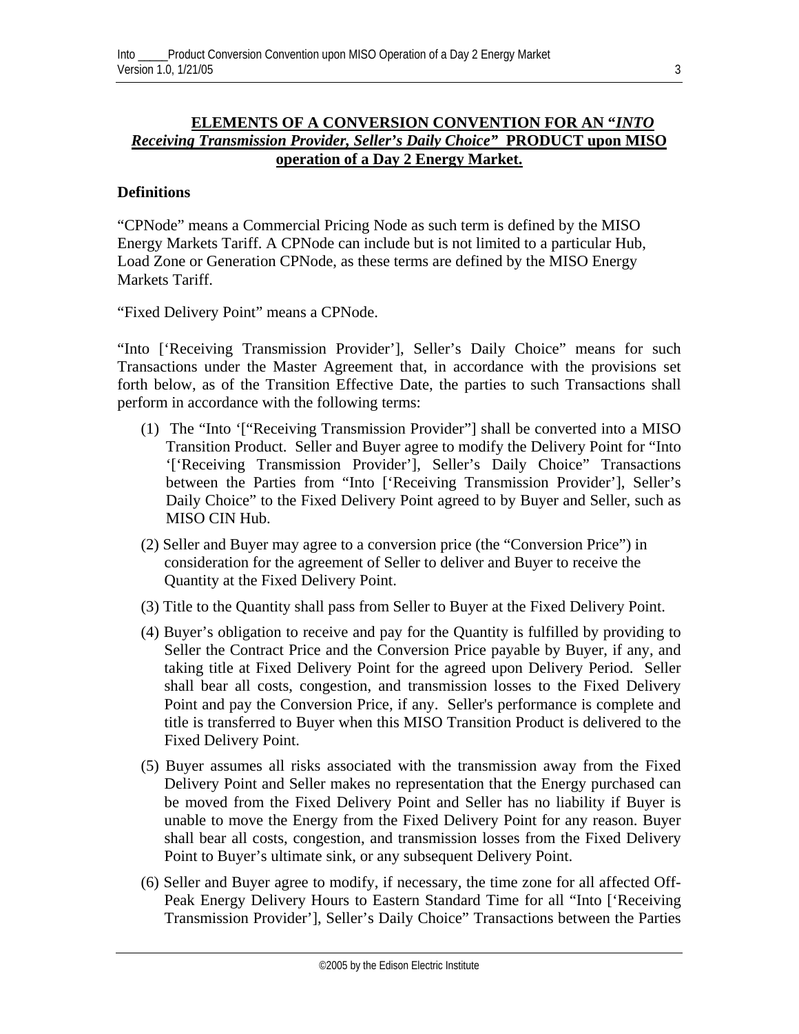## ELEMENTS OF A CONVERSION CONVENTION FOR AN "*INTO Receiving Transmission Provider, Seller's Daily Choice*" PRODUCT upon MISO operation of a Day 2 Energy Market.

**Definitions**

"CPNode" means a Commercial Pricing Node as such term is defined by the MISO Energy Markets Tariff. A CPNode can include but is not limited to a particular Hub, Load Zone or Generation CPNode, as these terms are defined by the MISO Energy Markets Tariff.

"Fixed Delivery Point" means a CPNode.

"Into ['Receiving Transmission Provider'], Seller's Daily Choice" means for such Transactions under the Master Agreement that, in accordance with the provisions set forth below, as of the Transition Effective Date, the parties to such Transactions shall perform in accordance with the following terms:

(1) The "Into '["Receiving Transmission Provider"] shall be converted into a MISO Transition Product. Seller and Buyer agree to modify the Delivery Point for "Into '['Receiving Transmission Provider'], Seller's Daily Choice" Transactions between the Parties from "Into ['Receiving Transmission Provider'], Seller's Daily Choice" to the Fixed Delivery Point agreed to by Buyer and Seller, such as MISO CIN Hub.

(2) Seller and Buyer may agree to a conversion price (the "Conversion Price") in consideration for the agreement of Seller to deliver and Buyer to receive the Quantity at the Fixed Delivery Point.

(3) Title to the Quantity shall pass from Seller to Buyer at the Fixed Delivery Point.

(4) Buyer's obligation to receive and pay for the Quantity is fulfilled by providing to Seller the Contract Price and the Conversion Price payable by Buyer, if any, and taking title at Fixed Delivery Point for the agreed upon Delivery Period. Seller shall bear all costs, congestion, and transmission losses to the Fixed Delivery Point and pay the Conversion Price, if any. Seller's performance is complete and title is transferred to Buyer when this MISO Transition Product is delivered to the Fixed Delivery Point.

(5) Buyer assumes all risks associated with the transmission away from the Fixed Delivery Point and Seller makes no representation that the Energy purchased can be moved from the Fixed Delivery Point and Seller has no liability if Buyer is unable to move the Energy from the Fixed Delivery Point for any reason. Buyer shall bear all costs, congestion, and transmission losses from the Fixed Delivery Point to Buyer's ultimate sink, or any subsequent Delivery Point.

(6) Seller and Buyer agree to modify, if necessary, the time zone for all affected Off-Peak Energy Delivery Hours to Eastern Standard Time for all "Into ['Receiving Transmission Provider'], Seller's Daily Choice" Transactions between the Parties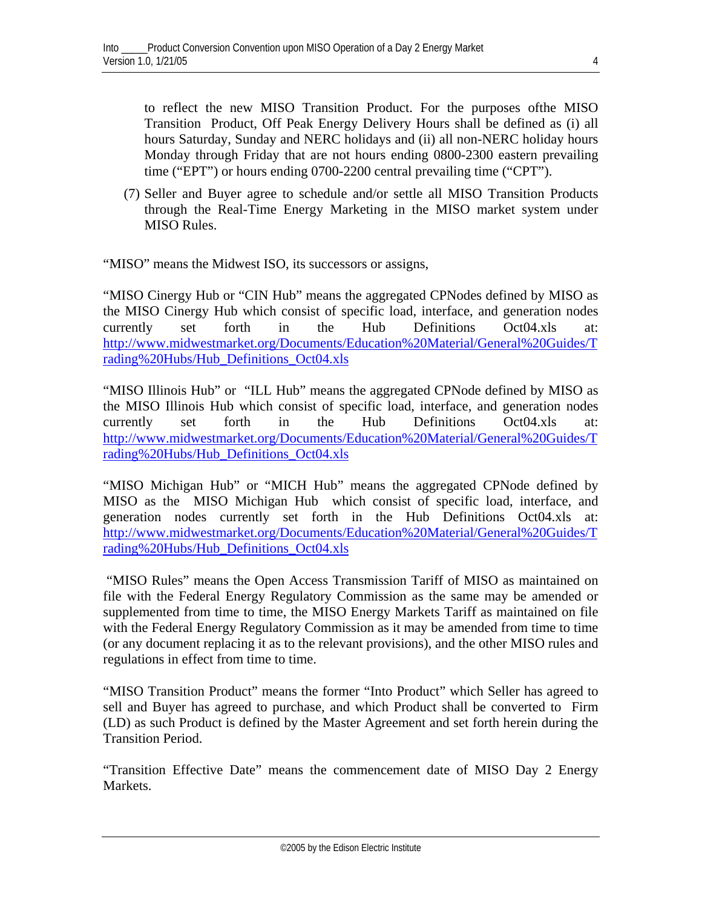to reflect the new MISO Transition Product. For the purposes ofthe MISO Transition Product, Off Peak Energy Delivery Hours shall be defined as (i) all hours Saturday, Sunday and NERC holidays and (ii) all non-NERC holiday hours Monday through Friday that are not hours ending 0800-2300 eastern prevailing time ("EPT") or hours ending 0700-2200 central prevailing time ("CPT").

(7) Seller and Buyer agree to schedule and/or settle all MISO Transition Products through the Real-Time Energy Marketing in the MISO market system under MISO Rules.

"MISO" means the Midwest ISO, its successors or assigns,

"MISO Cinergy Hub or "CIN Hub" means the aggregated CPNodes defined by MISO as the MISO Cinergy Hub which consist of specific load, interface, and generation nodes currently set forth in the Hub Definitions Oct04.xls at: http://www.midwestmarket.org/Documents/Education%20Material/General%20Guides/Trading%20Hubs/Hub_Definitions_Oct04.xls

"MISO Illinois Hub" or "ILL Hub" means the aggregated CPNode defined by MISO as the MISO Illinois Hub which consist of specific load, interface, and generation nodes currently set forth in the Hub Definitions Oct04.xls at: http://www.midwestmarket.org/Documents/Education%20Material/General%20Guides/Trading%20Hubs/Hub_Definitions_Oct04.xls

"MISO Michigan Hub" or "MICH Hub" means the aggregated CPNode defined by MISO as the MISO Michigan Hub which consist of specific load, interface, and generation nodes currently set forth in the Hub Definitions Oct04.xls at: http://www.midwestmarket.org/Documents/Education%20Material/General%20Guides/Trading%20Hubs/Hub_Definitions_Oct04.xls

"MISO Rules" means the Open Access Transmission Tariff of MISO as maintained on file with the Federal Energy Regulatory Commission as the same may be amended or supplemented from time to time, the MISO Energy Markets Tariff as maintained on file with the Federal Energy Regulatory Commission as it may be amended from time to time (or any document replacing it as to the relevant provisions), and the other MISO rules and regulations in effect from time to time.

"MISO Transition Product" means the former "Into Product" which Seller has agreed to sell and Buyer has agreed to purchase, and which Product shall be converted to Firm (LD) as such Product is defined by the Master Agreement and set forth herein during the Transition Period.

"Transition Effective Date" means the commencement date of MISO Day 2 Energy Markets.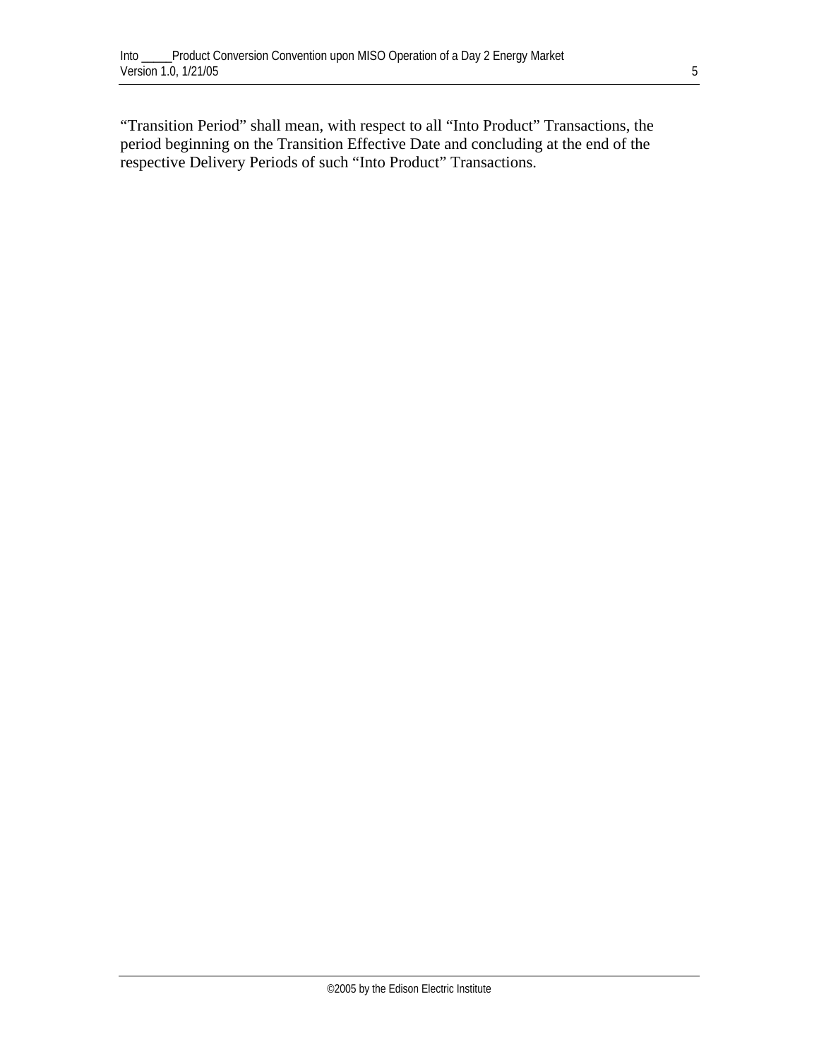"Transition Period" shall mean, with respect to all "Into Product" Transactions, the period beginning on the Transition Effective Date and concluding at the end of the respective Delivery Periods of such "Into Product" Transactions.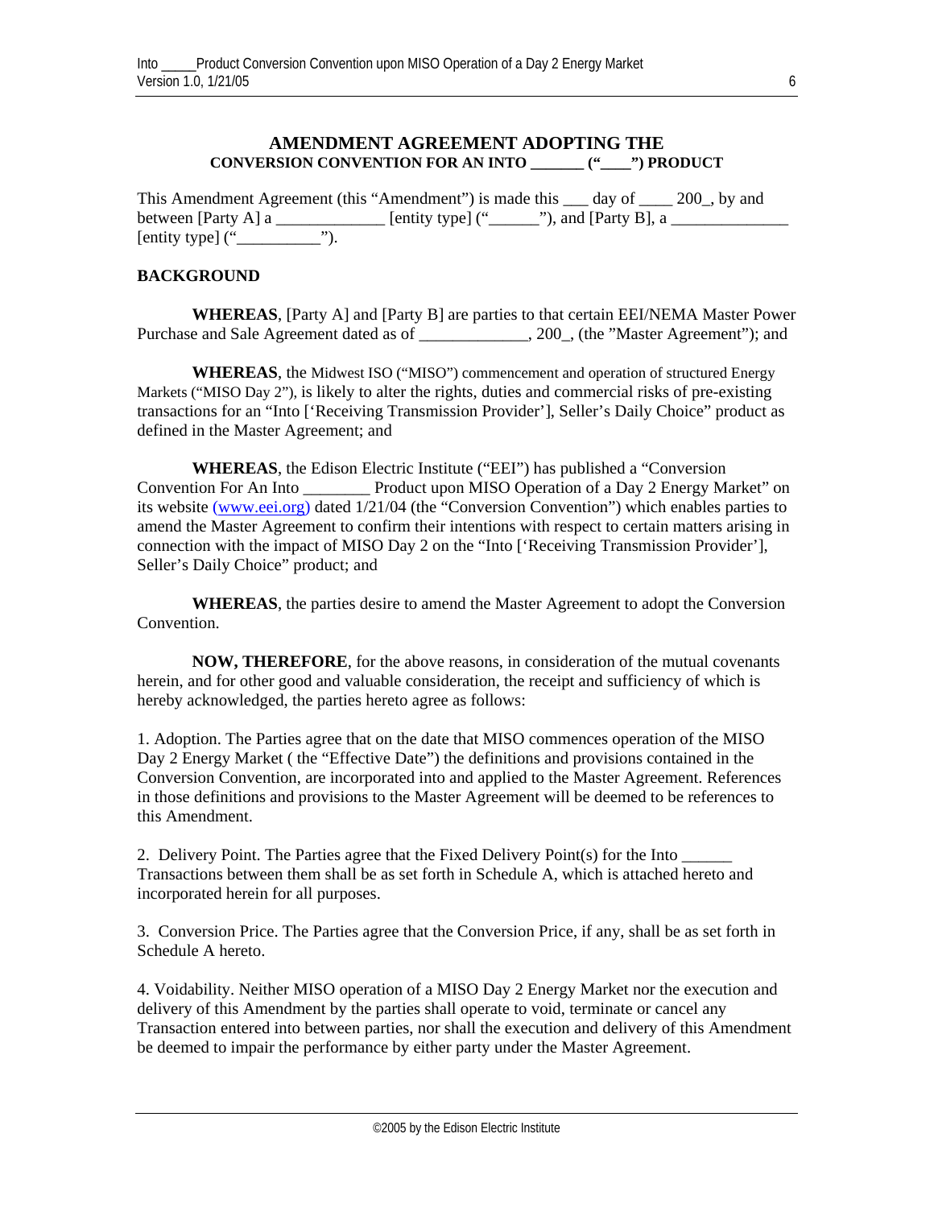## AMENDMENT AGREEMENT ADOPTING THE

### CONVERSION CONVENTION FOR AN INTO _______ ("____") PRODUCT

This Amendment Agreement (this "Amendment") is made this ___ day of ____ 200_, by and between [Party A] a _____________ [entity type] ("______"), and [Party B], a ______________ [entity type] ("__________").

**BACKGROUND**

**WHEREAS**, [Party A] and [Party B] are parties to that certain EEI/NEMA Master Power Purchase and Sale Agreement dated as of _____________, 200_, (the "Master Agreement"); and

**WHEREAS**, the Midwest ISO ("MISO") commencement and operation of structured Energy Markets ("MISO Day 2"), is likely to alter the rights, duties and commercial risks of pre-existing transactions for an "Into ['Receiving Transmission Provider'], Seller's Daily Choice" product as defined in the Master Agreement; and

**WHEREAS**, the Edison Electric Institute ("EEI") has published a "Conversion Convention For An Into ________ Product upon MISO Operation of a Day 2 Energy Market" on its website (www.eei.org) dated 1/21/04 (the "Conversion Convention") which enables parties to amend the Master Agreement to confirm their intentions with respect to certain matters arising in connection with the impact of MISO Day 2 on the "Into ['Receiving Transmission Provider'], Seller's Daily Choice" product; and

**WHEREAS**, the parties desire to amend the Master Agreement to adopt the Conversion Convention.

**NOW, THEREFORE**, for the above reasons, in consideration of the mutual covenants herein, and for other good and valuable consideration, the receipt and sufficiency of which is hereby acknowledged, the parties hereto agree as follows:

1. Adoption. The Parties agree that on the date that MISO commences operation of the MISO Day 2 Energy Market ( the "Effective Date") the definitions and provisions contained in the Conversion Convention, are incorporated into and applied to the Master Agreement. References in those definitions and provisions to the Master Agreement will be deemed to be references to this Amendment.

2. Delivery Point. The Parties agree that the Fixed Delivery Point(s) for the Into ______ Transactions between them shall be as set forth in Schedule A, which is attached hereto and incorporated herein for all purposes.

3. Conversion Price. The Parties agree that the Conversion Price, if any, shall be as set forth in Schedule A hereto.

4. Voidability. Neither MISO operation of a MISO Day 2 Energy Market nor the execution and delivery of this Amendment by the parties shall operate to void, terminate or cancel any Transaction entered into between parties, nor shall the execution and delivery of this Amendment be deemed to impair the performance by either party under the Master Agreement.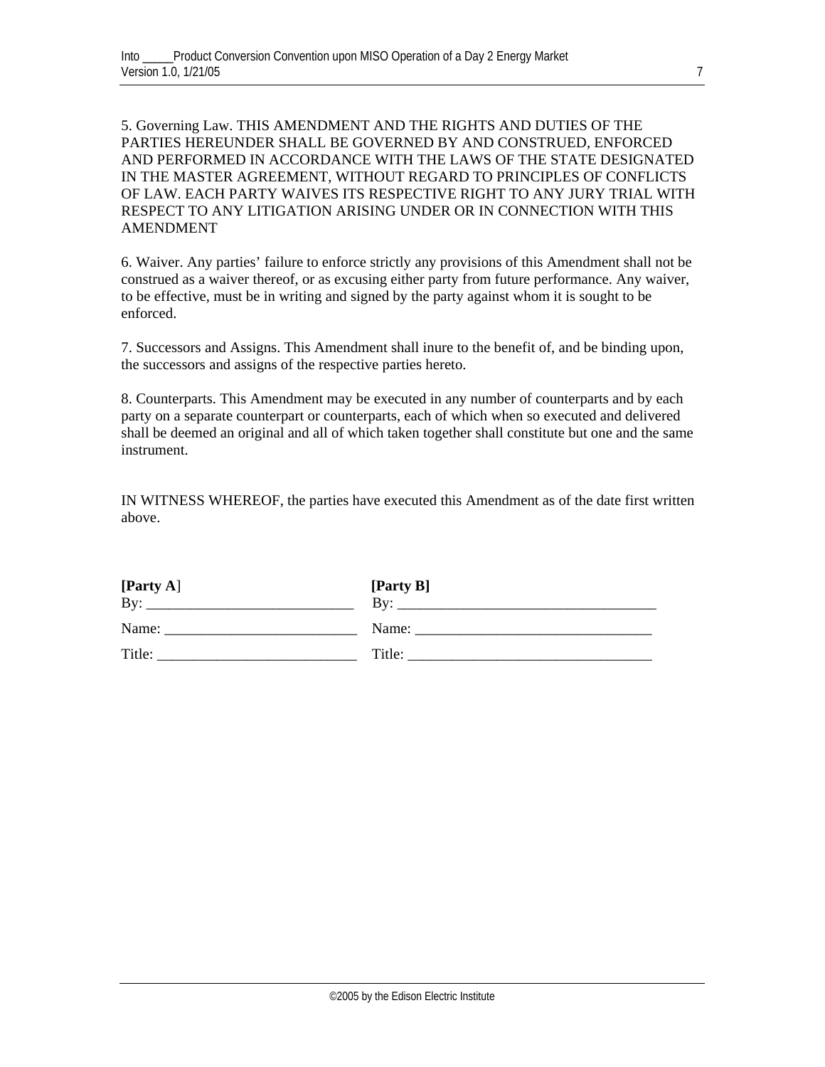5. Governing Law. THIS AMENDMENT AND THE RIGHTS AND DUTIES OF THE PARTIES HEREUNDER SHALL BE GOVERNED BY AND CONSTRUED, ENFORCED AND PERFORMED IN ACCORDANCE WITH THE LAWS OF THE STATE DESIGNATED IN THE MASTER AGREEMENT, WITHOUT REGARD TO PRINCIPLES OF CONFLICTS OF LAW. EACH PARTY WAIVES ITS RESPECTIVE RIGHT TO ANY JURY TRIAL WITH RESPECT TO ANY LITIGATION ARISING UNDER OR IN CONNECTION WITH THIS AMENDMENT

6. Waiver. Any parties' failure to enforce strictly any provisions of this Amendment shall not be construed as a waiver thereof, or as excusing either party from future performance. Any waiver, to be effective, must be in writing and signed by the party against whom it is sought to be enforced.

7. Successors and Assigns. This Amendment shall inure to the benefit of, and be binding upon, the successors and assigns of the respective parties hereto.

8. Counterparts. This Amendment may be executed in any number of counterparts and by each party on a separate counterpart or counterparts, each of which when so executed and delivered shall be deemed an original and all of which taken together shall constitute but one and the same instrument.

IN WITNESS WHEREOF, the parties have executed this Amendment as of the date first written above.

| **[Party A]** | **[Party B]** |
|---|---|
| By: ____________________________ | By: ___________________________________ |
| Name: __________________________ | Name: ________________________________ |
| Title: ___________________________ | Title: _________________________________ |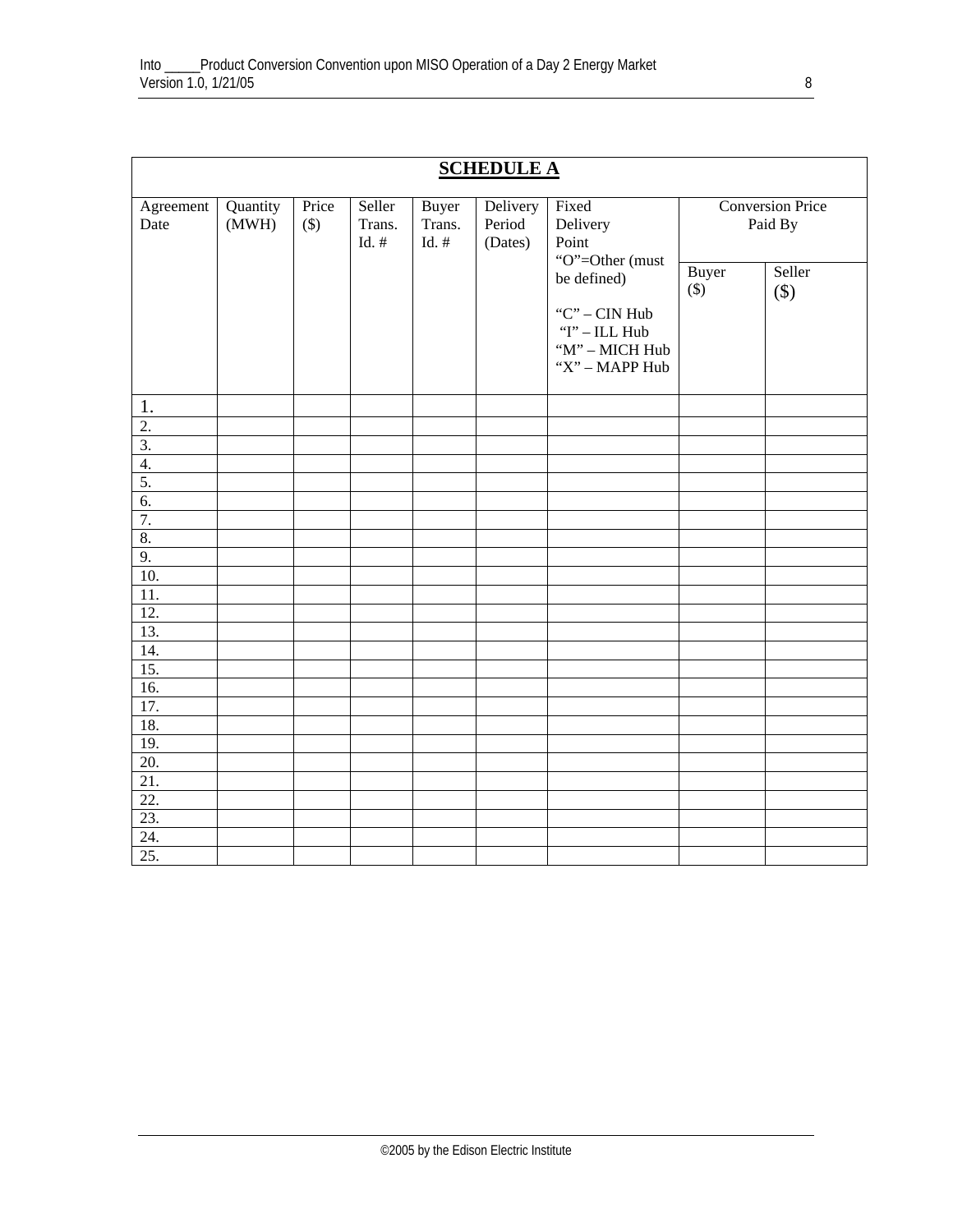## SCHEDULE A

| Agreement Date | Quantity (MWH) | Price ($) | Seller Trans. Id. # | Buyer Trans. Id. # | Delivery Period (Dates) | Fixed Delivery Point "O"=Other (must be defined) "C" – CIN Hub "I" – ILL Hub "M" – MICH Hub "X" – MAPP Hub | Conversion Price Paid By | |
|---|---|---|---|---|---|---|---|---|
| | | | | | | | Buyer ($) | Seller ($) |
| 1. | | | | | | | | |
| 2. | | | | | | | | |
| 3. | | | | | | | | |
| 4. | | | | | | | | |
| 5. | | | | | | | | |
| 6. | | | | | | | | |
| 7. | | | | | | | | |
| 8. | | | | | | | | |
| 9. | | | | | | | | |
| 10. | | | | | | | | |
| 11. | | | | | | | | |
| 12. | | | | | | | | |
| 13. | | | | | | | | |
| 14. | | | | | | | | |
| 15. | | | | | | | | |
| 16. | | | | | | | | |
| 17. | | | | | | | | |
| 18. | | | | | | | | |
| 19. | | | | | | | | |
| 20. | | | | | | | | |
| 21. | | | | | | | | |
| 22. | | | | | | | | |
| 23. | | | | | | | | |
| 24. | | | | | | | | |
| 25. | | | | | | | | |